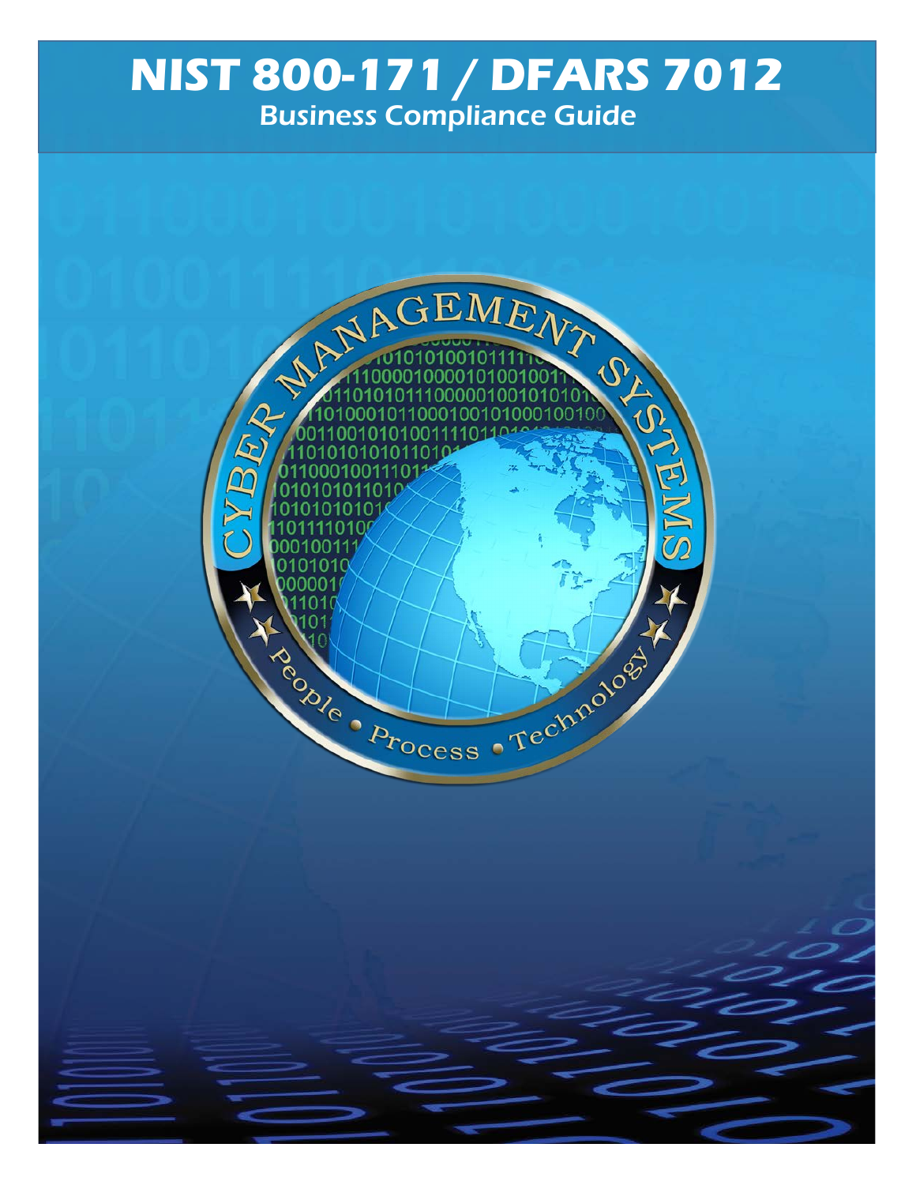# NIST 800-171 / DFARS 7012

## Business Compliance Guide

CYBER MANAGEMENT SYSTEMS

People • Process • Technology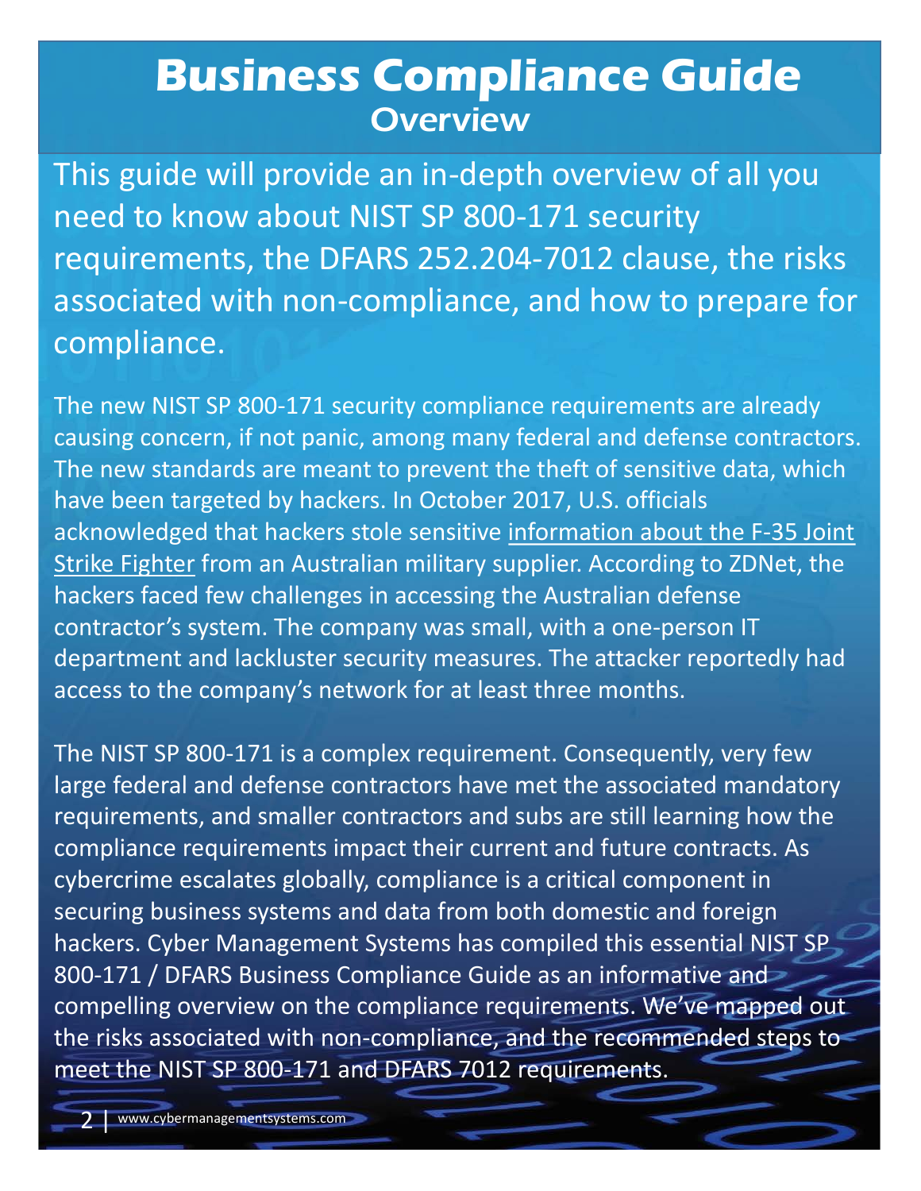# Business Compliance Guide

## Overview

This guide will provide an in-depth overview of all you need to know about NIST SP 800-171 security requirements, the DFARS 252.204-7012 clause, the risks associated with non-compliance, and how to prepare for compliance.

The new NIST SP 800-171 security compliance requirements are already causing concern, if not panic, among many federal and defense contractors. The new standards are meant to prevent the theft of sensitive data, which have been targeted by hackers. In October 2017, U.S. officials acknowledged that hackers stole sensitive information about the F-35 Joint Strike Fighter from an Australian military supplier. According to ZDNet, the hackers faced few challenges in accessing the Australian defense contractor's system. The company was small, with a one-person IT department and lackluster security measures. The attacker reportedly had access to the company's network for at least three months.

The NIST SP 800-171 is a complex requirement. Consequently, very few large federal and defense contractors have met the associated mandatory requirements, and smaller contractors and subs are still learning how the compliance requirements impact their current and future contracts. As cybercrime escalates globally, compliance is a critical component in securing business systems and data from both domestic and foreign hackers. Cyber Management Systems has compiled this essential NIST SP 800-171 / DFARS Business Compliance Guide as an informative and compelling overview on the compliance requirements. We've mapped out the risks associated with non-compliance, and the recommended steps to meet the NIST SP 800-171 and DFARS 7012 requirements.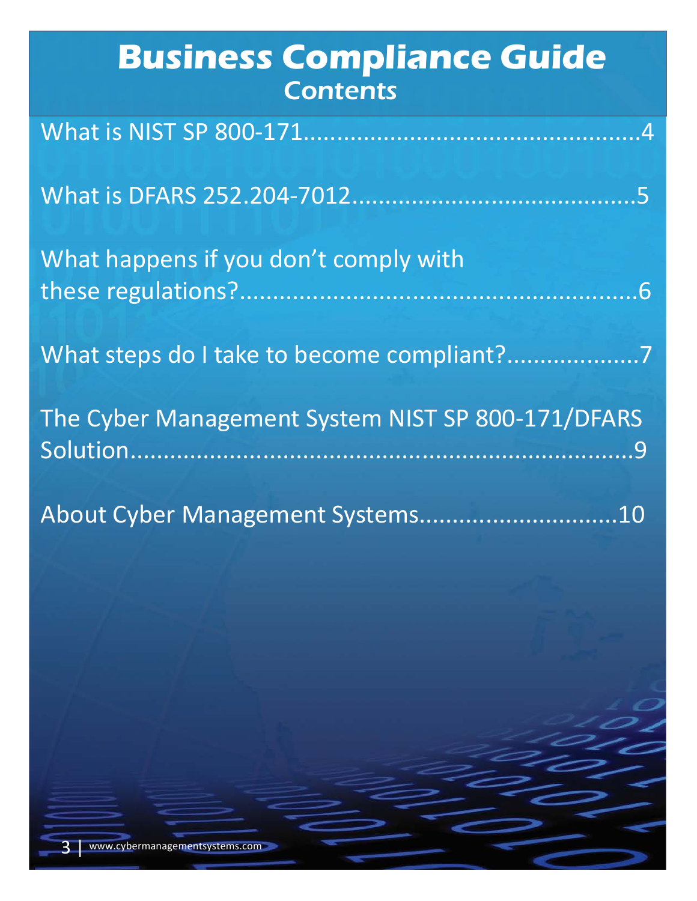# Business Compliance Guide

## Contents

What is NIST SP 800-171..................................................4

What is DFARS 252.204-7012..........................................5

What happens if you don't comply with these regulations?..........................................................6

What steps do I take to become compliant?....................7

The Cyber Management System NIST SP 800-171/DFARS Solution.........................................................................9

About Cyber Management Systems..............................10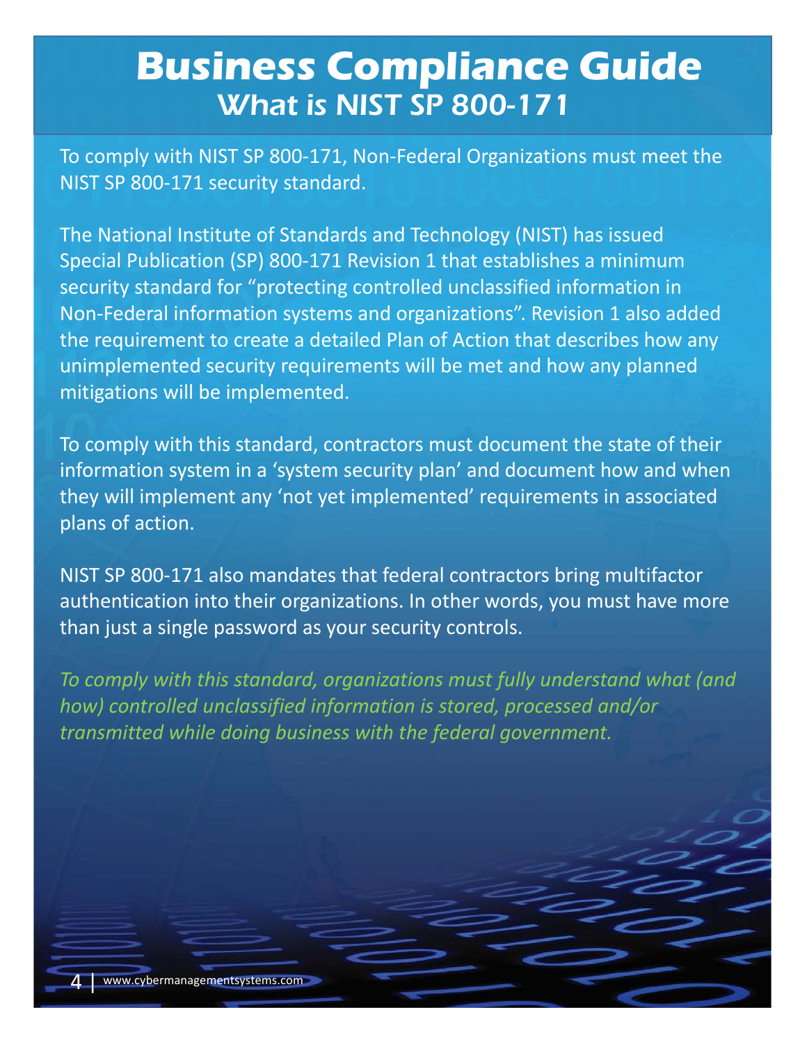# Business Compliance Guide

## What is NIST SP 800-171

To comply with NIST SP 800-171, Non-Federal Organizations must meet the NIST SP 800-171 security standard.

The National Institute of Standards and Technology (NIST) has issued Special Publication (SP) 800-171 Revision 1 that establishes a minimum security standard for "protecting controlled unclassified information in Non-Federal information systems and organizations". Revision 1 also added the requirement to create a detailed Plan of Action that describes how any unimplemented security requirements will be met and how any planned mitigations will be implemented.

To comply with this standard, contractors must document the state of their information system in a 'system security plan' and document how and when they will implement any 'not yet implemented' requirements in associated plans of action.

NIST SP 800-171 also mandates that federal contractors bring multifactor authentication into their organizations. In other words, you must have more than just a single password as your security controls.

*To comply with this standard, organizations must fully understand what (and how) controlled unclassified information is stored, processed and/or transmitted while doing business with the federal government.*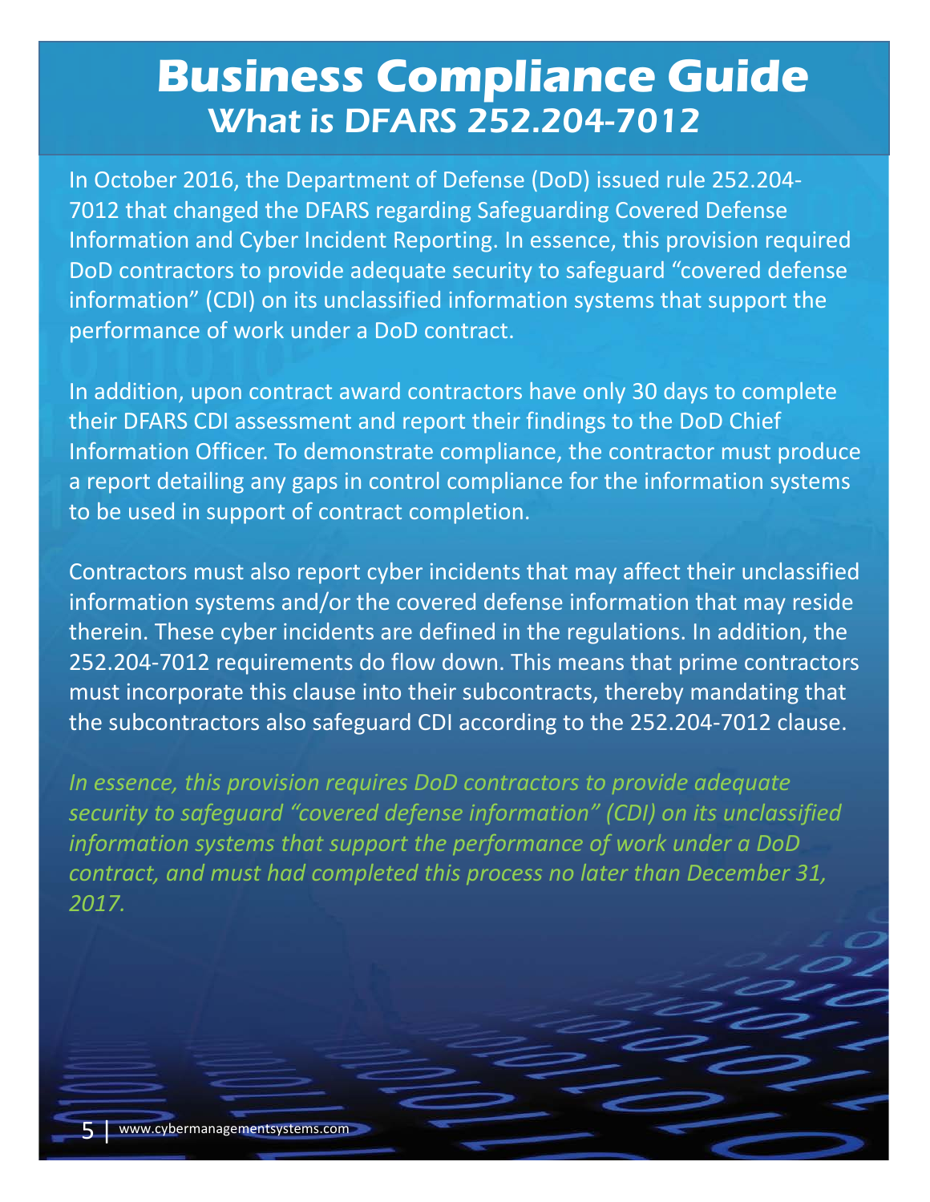# Business Compliance Guide

## What is DFARS 252.204-7012

In October 2016, the Department of Defense (DoD) issued rule 252.204-7012 that changed the DFARS regarding Safeguarding Covered Defense Information and Cyber Incident Reporting. In essence, this provision required DoD contractors to provide adequate security to safeguard "covered defense information" (CDI) on its unclassified information systems that support the performance of work under a DoD contract.

In addition, upon contract award contractors have only 30 days to complete their DFARS CDI assessment and report their findings to the DoD Chief Information Officer. To demonstrate compliance, the contractor must produce a report detailing any gaps in control compliance for the information systems to be used in support of contract completion.

Contractors must also report cyber incidents that may affect their unclassified information systems and/or the covered defense information that may reside therein. These cyber incidents are defined in the regulations. In addition, the 252.204-7012 requirements do flow down. This means that prime contractors must incorporate this clause into their subcontracts, thereby mandating that the subcontractors also safeguard CDI according to the 252.204-7012 clause.

*In essence, this provision requires DoD contractors to provide adequate security to safeguard "covered defense information" (CDI) on its unclassified information systems that support the performance of work under a DoD contract, and must had completed this process no later than December 31, 2017.*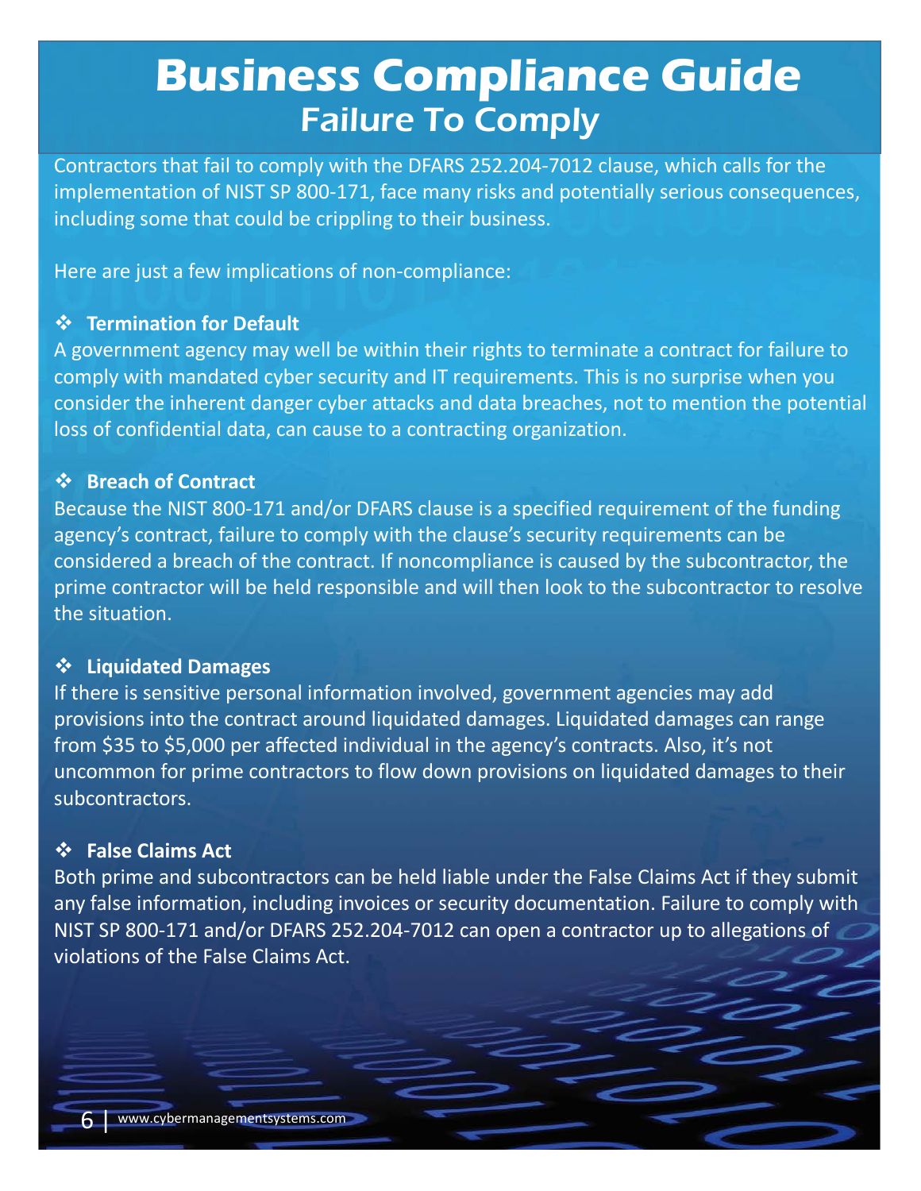# Business Compliance Guide

## Failure To Comply

Contractors that fail to comply with the DFARS 252.204-7012 clause, which calls for the implementation of NIST SP 800-171, face many risks and potentially serious consequences, including some that could be crippling to their business.

Here are just a few implications of non-compliance:

- **Termination for Default**

A government agency may well be within their rights to terminate a contract for failure to comply with mandated cyber security and IT requirements. This is no surprise when you consider the inherent danger cyber attacks and data breaches, not to mention the potential loss of confidential data, can cause to a contracting organization.

- **Breach of Contract**

Because the NIST 800-171 and/or DFARS clause is a specified requirement of the funding agency's contract, failure to comply with the clause's security requirements can be considered a breach of the contract. If noncompliance is caused by the subcontractor, the prime contractor will be held responsible and will then look to the subcontractor to resolve the situation.

- **Liquidated Damages**

If there is sensitive personal information involved, government agencies may add provisions into the contract around liquidated damages. Liquidated damages can range from $35 to $5,000 per affected individual in the agency's contracts. Also, it's not uncommon for prime contractors to flow down provisions on liquidated damages to their subcontractors.

- **False Claims Act**

Both prime and subcontractors can be held liable under the False Claims Act if they submit any false information, including invoices or security documentation. Failure to comply with NIST SP 800-171 and/or DFARS 252.204-7012 can open a contractor up to allegations of violations of the False Claims Act.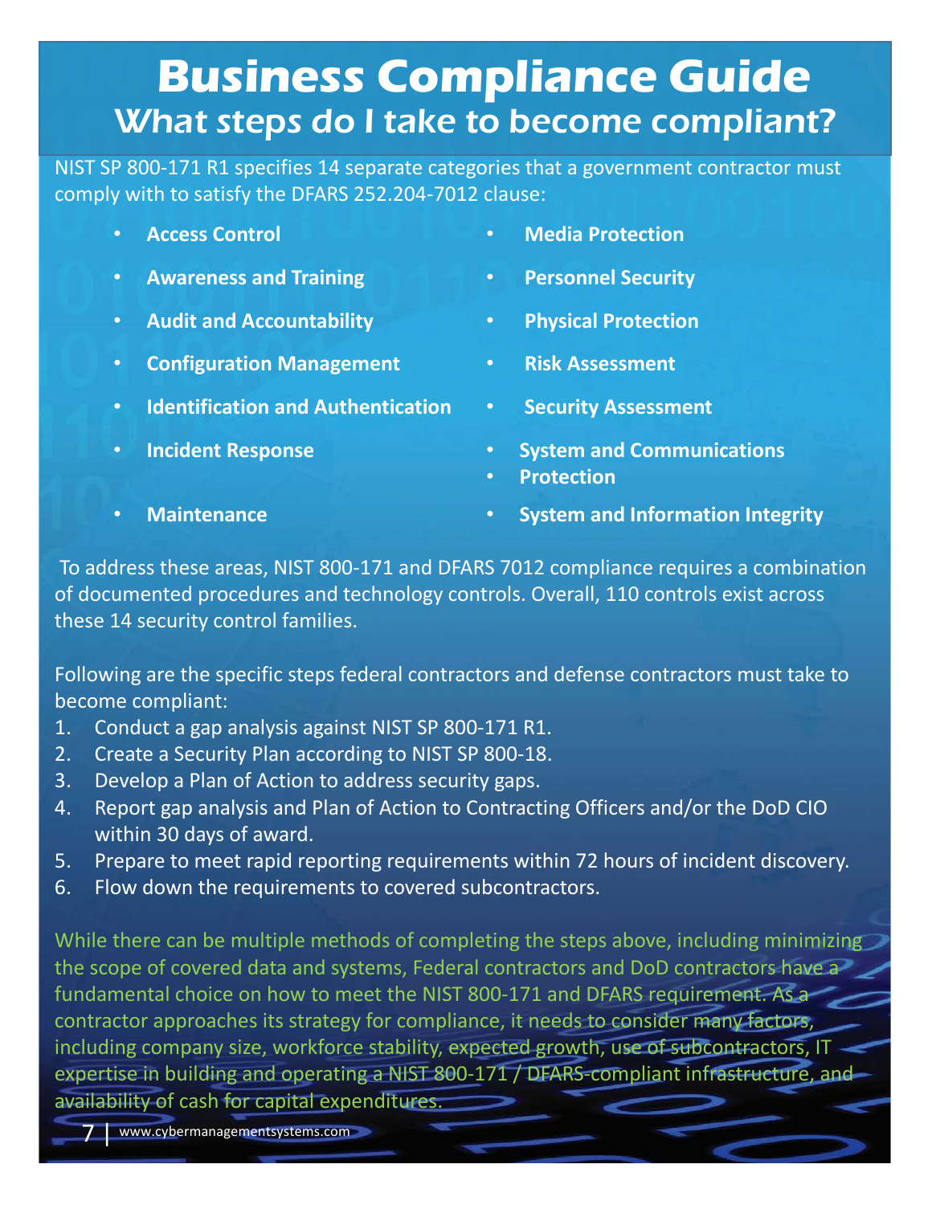# Business Compliance Guide

## What steps do I take to become compliant?

NIST SP 800-171 R1 specifies 14 separate categories that a government contractor must comply with to satisfy the DFARS 252.204-7012 clause:

- **Access Control**
- **Awareness and Training**
- **Audit and Accountability**
- **Configuration Management**
- **Identification and Authentication**
- **Incident Response**
- **Maintenance**
- **Media Protection**
- **Personnel Security**
- **Physical Protection**
- **Risk Assessment**
- **Security Assessment**
- **System and Communications Protection**
- **System and Information Integrity**

To address these areas, NIST 800-171 and DFARS 7012 compliance requires a combination of documented procedures and technology controls. Overall, 110 controls exist across these 14 security control families.

Following are the specific steps federal contractors and defense contractors must take to become compliant:

1. Conduct a gap analysis against NIST SP 800-171 R1.
2. Create a Security Plan according to NIST SP 800-18.
3. Develop a Plan of Action to address security gaps.
4. Report gap analysis and Plan of Action to Contracting Officers and/or the DoD CIO within 30 days of award.
5. Prepare to meet rapid reporting requirements within 72 hours of incident discovery.
6. Flow down the requirements to covered subcontractors.

While there can be multiple methods of completing the steps above, including minimizing the scope of covered data and systems, Federal contractors and DoD contractors have a fundamental choice on how to meet the NIST 800-171 and DFARS requirement. As a contractor approaches its strategy for compliance, it needs to consider many factors, including company size, workforce stability, expected growth, use of subcontractors, IT expertise in building and operating a NIST 800-171 / DFARS-compliant infrastructure, and availability of cash for capital expenditures.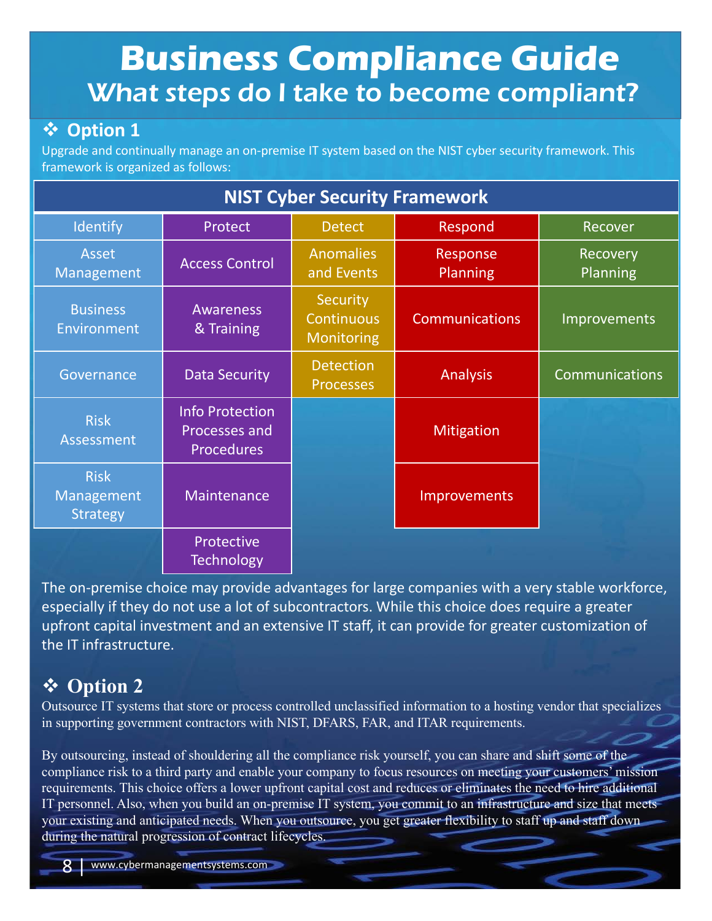# Business Compliance Guide
## What steps do I take to become compliant?

### ❖ Option 1

Upgrade and continually manage an on-premise IT system based on the NIST cyber security framework. This framework is organized as follows:

| NIST Cyber Security Framework | | | | |
|---|---|---|---|---|
| Identify | Protect | Detect | Respond | Recover |
| Asset Management | Access Control | Anomalies and Events | Response Planning | Recovery Planning |
| Business Environment | Awareness & Training | Security Continuous Monitoring | Communications | Improvements |
| Governance | Data Security | Detection Processes | Analysis | Communications |
| Risk Assessment | Info Protection Processes and Procedures | | Mitigation | |
| Risk Management Strategy | Maintenance | | Improvements | |
| | Protective Technology | | | |

The on-premise choice may provide advantages for large companies with a very stable workforce, especially if they do not use a lot of subcontractors. While this choice does require a greater upfront capital investment and an extensive IT staff, it can provide for greater customization of the IT infrastructure.

### ❖ Option 2

Outsource IT systems that store or process controlled unclassified information to a hosting vendor that specializes in supporting government contractors with NIST, DFARS, FAR, and ITAR requirements.

By outsourcing, instead of shouldering all the compliance risk yourself, you can share and shift some of the compliance risk to a third party and enable your company to focus resources on meeting your customers' mission requirements. This choice offers a lower upfront capital cost and reduces or eliminates the need to hire additional IT personnel. Also, when you build an on-premise IT system, you commit to an infrastructure and size that meets your existing and anticipated needs. When you outsource, you get greater flexibility to staff up and staff down during the natural progression of contract lifecycles.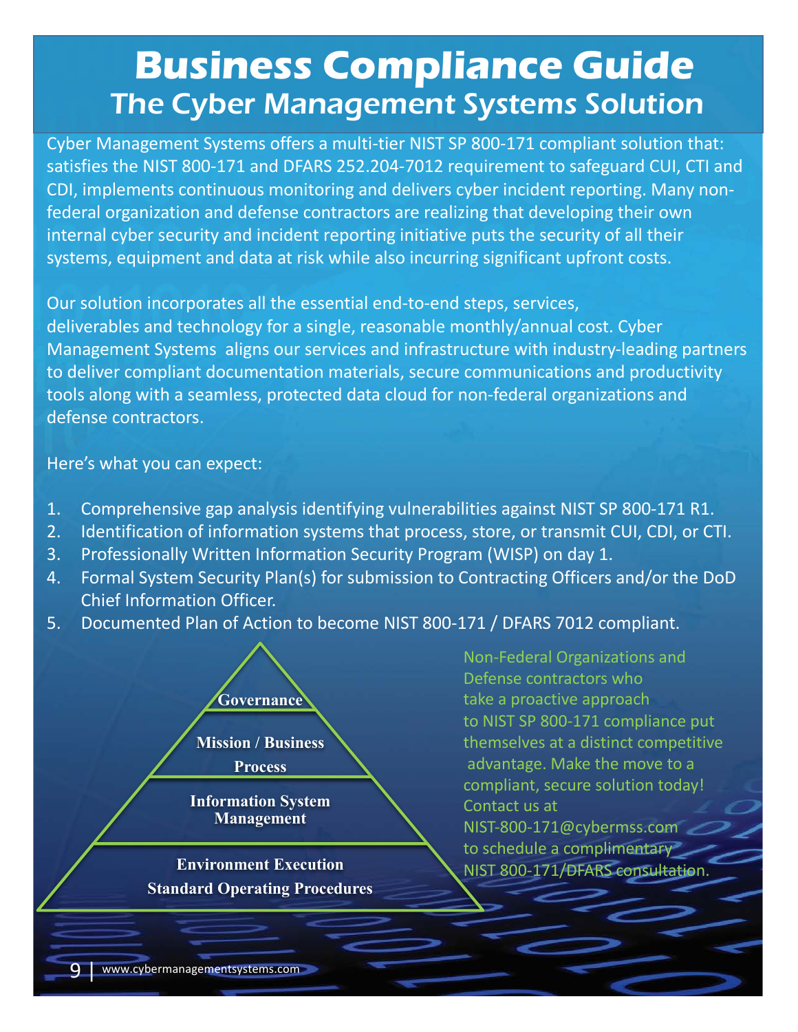# Business Compliance Guide

## The Cyber Management Systems Solution

Cyber Management Systems offers a multi-tier NIST SP 800-171 compliant solution that: satisfies the NIST 800-171 and DFARS 252.204-7012 requirement to safeguard CUI, CTI and CDI, implements continuous monitoring and delivers cyber incident reporting. Many non-federal organization and defense contractors are realizing that developing their own internal cyber security and incident reporting initiative puts the security of all their systems, equipment and data at risk while also incurring significant upfront costs.

Our solution incorporates all the essential end-to-end steps, services, deliverables and technology for a single, reasonable monthly/annual cost. Cyber Management Systems aligns our services and infrastructure with industry-leading partners to deliver compliant documentation materials, secure communications and productivity tools along with a seamless, protected data cloud for non-federal organizations and defense contractors.

Here's what you can expect:

1. Comprehensive gap analysis identifying vulnerabilities against NIST SP 800-171 R1.
2. Identification of information systems that process, store, or transmit CUI, CDI, or CTI.
3. Professionally Written Information Security Program (WISP) on day 1.
4. Formal System Security Plan(s) for submission to Contracting Officers and/or the DoD Chief Information Officer.
5. Documented Plan of Action to become NIST 800-171 / DFARS 7012 compliant.

**Governance**

**Mission / Business Process**

**Information System Management**

**Environment Execution Standard Operating Procedures**

Non-Federal Organizations and Defense contractors who take a proactive approach to NIST SP 800-171 compliance put themselves at a distinct competitive advantage. Make the move to a compliant, secure solution today! Contact us at NIST-800-171@cybermss.com to schedule a complimentary NIST 800-171/DFARS consultation.

www.cybermanagementsystems.com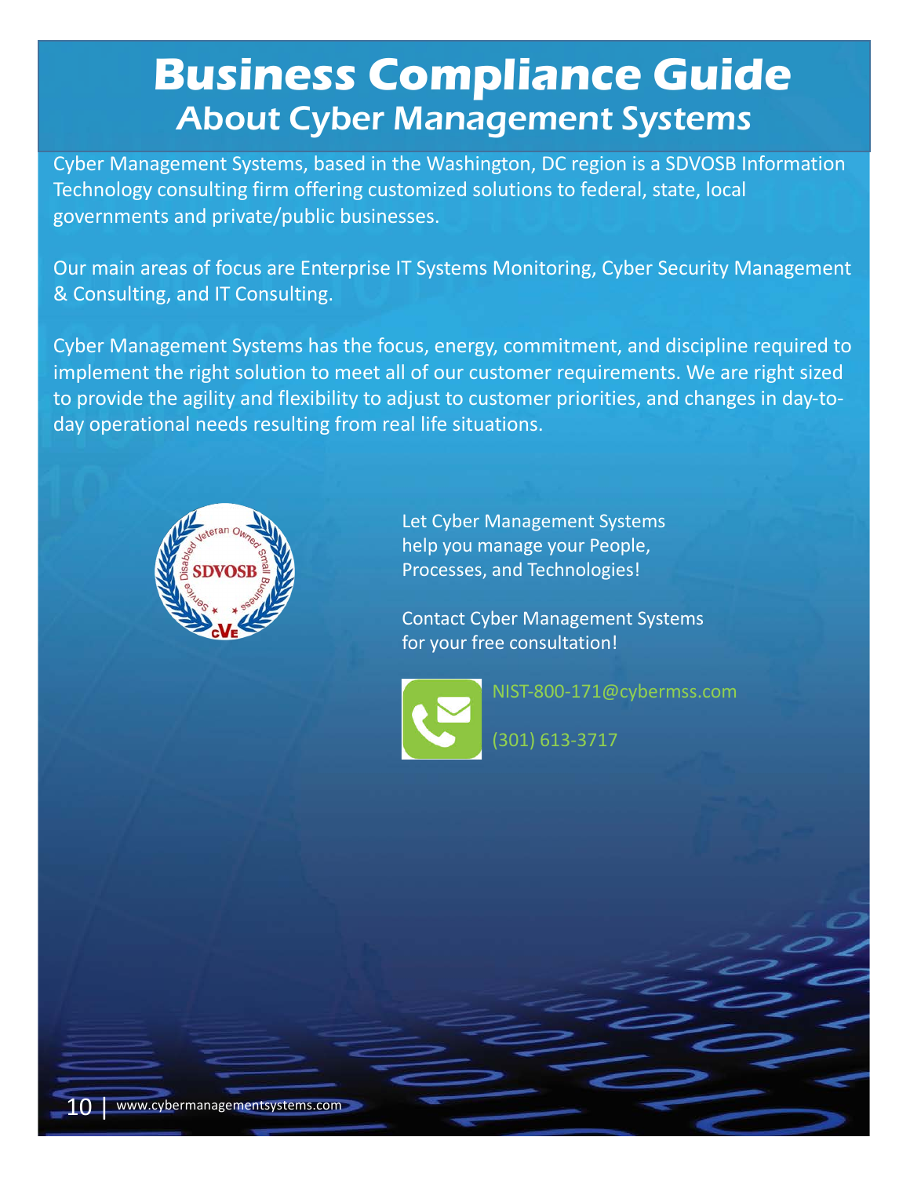# Business Compliance Guide

## About Cyber Management Systems

Cyber Management Systems, based in the Washington, DC region is a SDVOSB Information Technology consulting firm offering customized solutions to federal, state, local governments and private/public businesses.

Our main areas of focus are Enterprise IT Systems Monitoring, Cyber Security Management & Consulting, and IT Consulting.

Cyber Management Systems has the focus, energy, commitment, and discipline required to implement the right solution to meet all of our customer requirements. We are right sized to provide the agility and flexibility to adjust to customer priorities, and changes in day-to-day operational needs resulting from real life situations.

Let Cyber Management Systems help you manage your People, Processes, and Technologies!

Contact Cyber Management Systems for your free consultation!

NIST-800-171@cybermss.com

(301) 613-3717

www.cybermanagementsystems.com